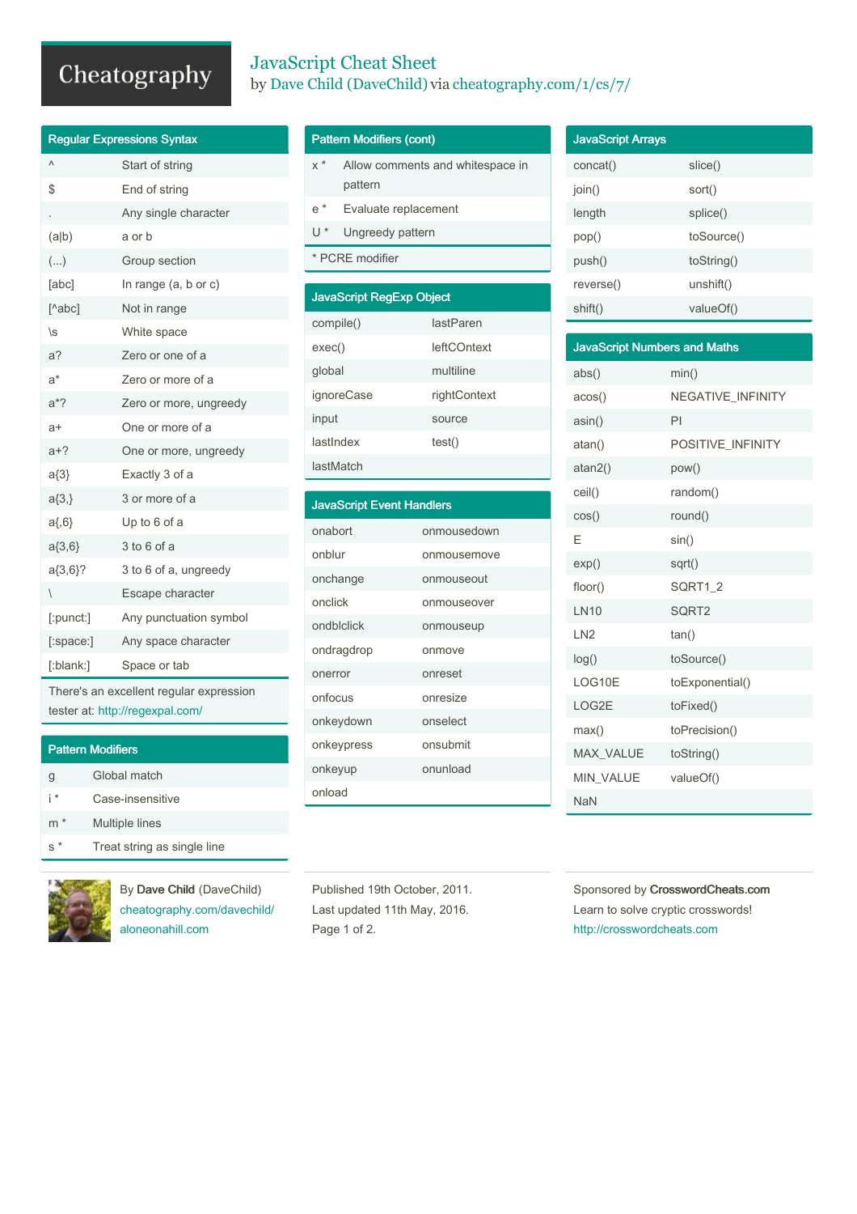# JavaScript Cheat Sheet

by Dave Child (DaveChild) via cheatography.com/1/cs/7/

## Regular Expressions Syntax

| | |
|---|---|
| ^ | Start of string |
| $ | End of string |
| . | Any single character |
| (a\|b) | a or b |
| (...) | Group section |
| [abc] | In range (a, b or c) |
| [^abc] | Not in range |
| \s | White space |
| a? | Zero or one of a |
| a* | Zero or more of a |
| a*? | Zero or more, ungreedy |
| a+ | One or more of a |
| a+? | One or more, ungreedy |
| a{3} | Exactly 3 of a |
| a{3,} | 3 or more of a |
| a{,6} | Up to 6 of a |
| a{3,6} | 3 to 6 of a |
| a{3,6}? | 3 to 6 of a, ungreedy |
| \ | Escape character |
| [:punct:] | Any punctuation symbol |
| [:space:] | Any space character |
| [:blank:] | Space or tab |

There's an excellent regular expression tester at: http://regexpal.com/

## Pattern Modifiers

| | |
|---|---|
| g | Global match |
| i * | Case-insensitive |
| m * | Multiple lines |
| s * | Treat string as single line |

## Pattern Modifiers (cont)

| | |
|---|---|
| x * | Allow comments and whitespace in pattern |
| e * | Evaluate replacement |
| U * | Ungreedy pattern |

* PCRE modifier

## JavaScript RegExp Object

| | |
|---|---|
| compile() | lastParen |
| exec() | leftCOntext |
| global | multiline |
| ignoreCase | rightContext |
| input | source |
| lastIndex | test() |
| lastMatch | |

## JavaScript Event Handlers

| | |
|---|---|
| onabort | onmousedown |
| onblur | onmousemove |
| onchange | onmouseout |
| onclick | onmouseover |
| ondblclick | onmouseup |
| ondragdrop | onmove |
| onerror | onreset |
| onfocus | onresize |
| onkeydown | onselect |
| onkeypress | onsubmit |
| onkeyup | onunload |
| onload | |

## JavaScript Arrays

| | |
|---|---|
| concat() | slice() |
| join() | sort() |
| length | splice() |
| pop() | toSource() |
| push() | toString() |
| reverse() | unshift() |
| shift() | valueOf() |

## JavaScript Numbers and Maths

| | |
|---|---|
| abs() | min() |
| acos() | NEGATIVE_INFINITY |
| asin() | PI |
| atan() | POSITIVE_INFINITY |
| atan2() | pow() |
| ceil() | random() |
| cos() | round() |
| E | sin() |
| exp() | sqrt() |
| floor() | SQRT1_2 |
| LN10 | SQRT2 |
| LN2 | tan() |
| log() | toSource() |
| LOG10E | toExponential() |
| LOG2E | toFixed() |
| max() | toPrecision() |
| MAX_VALUE | toString() |
| MIN_VALUE | valueOf() |
| NaN | |

By **Dave Child** (DaveChild)
cheatography.com/davechild/
aloneonahill.com

Published 19th October, 2011.
Last updated 11th May, 2016.

Sponsored by **CrosswordCheats.com**
Learn to solve cryptic crosswords!
http://crosswordcheats.com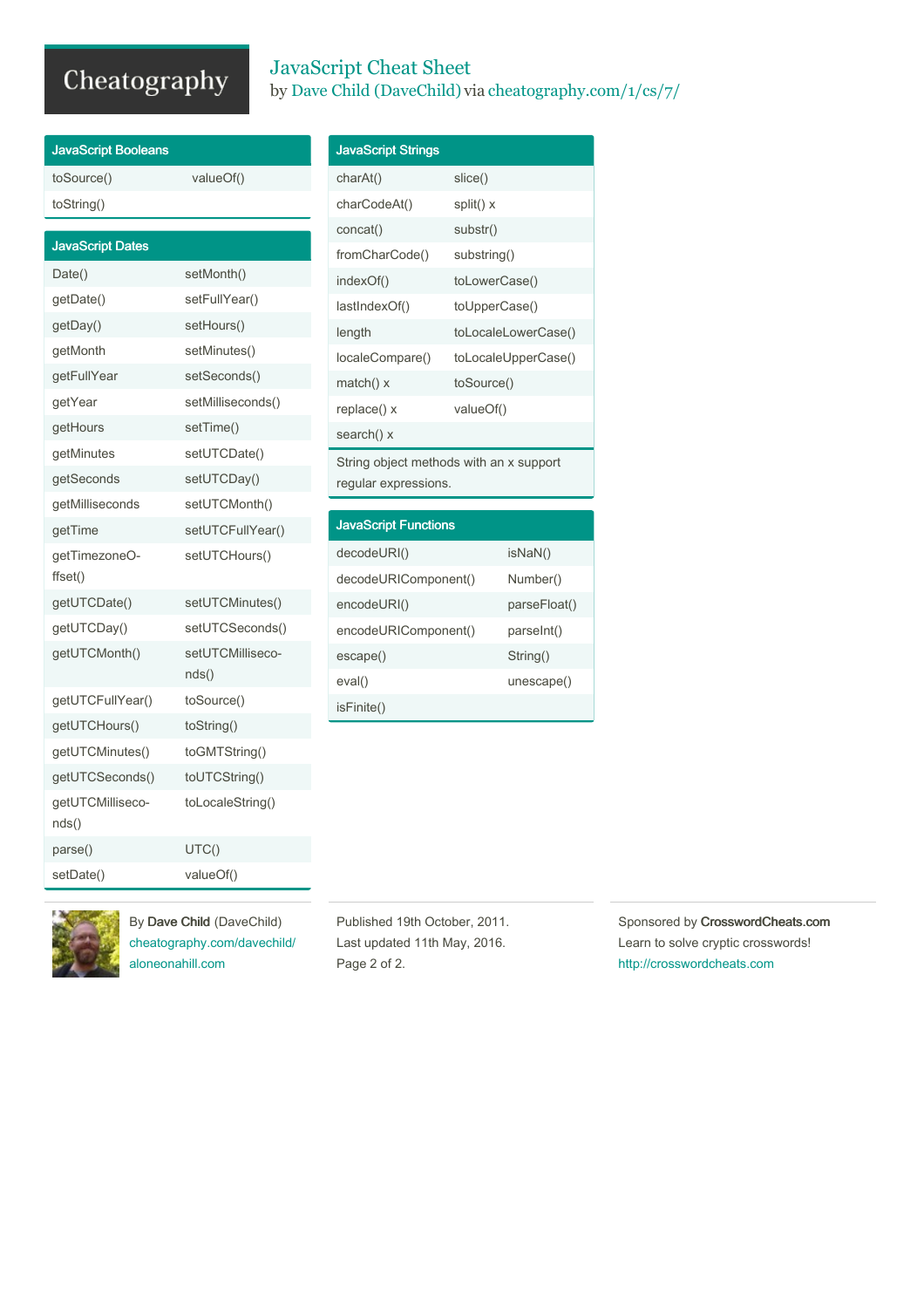# JavaScript Cheat Sheet

by Dave Child (DaveChild) via cheatography.com/1/cs/7/

## JavaScript Booleans

| | |
|---|---|
| toSource() | valueOf() |
| toString() | |

## JavaScript Dates

| | |
|---|---|
| Date() | setMonth() |
| getDate() | setFullYear() |
| getDay() | setHours() |
| getMonth | setMinutes() |
| getFullYear | setSeconds() |
| getYear | setMilliseconds() |
| getHours | setTime() |
| getMinutes | setUTCDate() |
| getSeconds | setUTCDay() |
| getMilliseconds | setUTCMonth() |
| getTime | setUTCFullYear() |
| getTimezoneOffset() | setUTCHours() |
| getUTCDate() | setUTCMinutes() |
| getUTCDay() | setUTCSeconds() |
| getUTCMonth() | setUTCMilliseconds() |
| getUTCFullYear() | toSource() |
| getUTCHours() | toString() |
| getUTCMinutes() | toGMTString() |
| getUTCSeconds() | toUTCString() |
| getUTCMilliseconds() | toLocaleString() |
| parse() | UTC() |
| setDate() | valueOf() |

## JavaScript Strings

| | |
|---|---|
| charAt() | slice() |
| charCodeAt() | split() x |
| concat() | substr() |
| fromCharCode() | substring() |
| indexOf() | toLowerCase() |
| lastIndexOf() | toUpperCase() |
| length | toLocaleLowerCase() |
| localeCompare() | toLocaleUpperCase() |
| match() x | toSource() |
| replace() x | valueOf() |
| search() x | |

String object methods with an x support regular expressions.

## JavaScript Functions

| | |
|---|---|
| decodeURI() | isNaN() |
| decodeURIComponent() | Number() |
| encodeURI() | parseFloat() |
| encodeURIComponent() | parseInt() |
| escape() | String() |
| eval() | unescape() |
| isFinite() | |

By **Dave Child** (DaveChild)
cheatography.com/davechild/
aloneonahill.com

Published 19th October, 2011.
Last updated 11th May, 2016.

Sponsored by **CrosswordCheats.com**
Learn to solve cryptic crosswords!
http://crosswordcheats.com